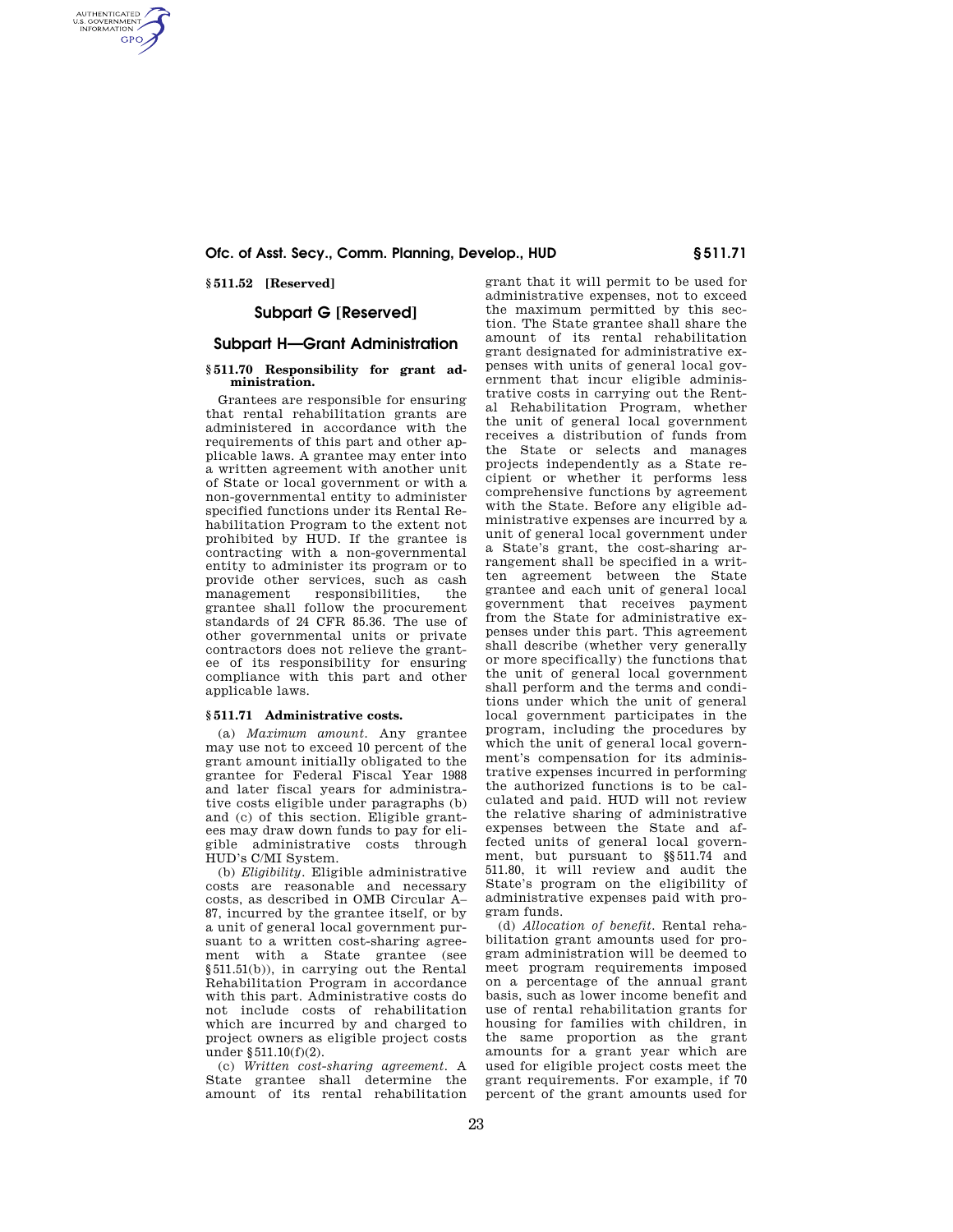## § 511.52 [Reserved]

## Subpart G [Reserved]

## Subpart H—Grant Administration

### § 511.70 Responsibility for grant administration.

Grantees are responsible for ensuring that rental rehabilitation grants are administered in accordance with the requirements of this part and other applicable laws. A grantee may enter into a written agreement with another unit of State or local government or with a non-governmental entity to administer specified functions under its Rental Rehabilitation Program to the extent not prohibited by HUD. If the grantee is contracting with a non-governmental entity to administer its program or to provide other services, such as cash management responsibilities, the grantee shall follow the procurement standards of 24 CFR 85.36. The use of other governmental units or private contractors does not relieve the grantee of its responsibility for ensuring compliance with this part and other applicable laws.

### § 511.71 Administrative costs.

(a) *Maximum amount.* Any grantee may use not to exceed 10 percent of the grant amount initially obligated to the grantee for Federal Fiscal Year 1988 and later fiscal years for administrative costs eligible under paragraphs (b) and (c) of this section. Eligible grantees may draw down funds to pay for eligible administrative costs through HUD's C/MI System.

(b) *Eligibility.* Eligible administrative costs are reasonable and necessary costs, as described in OMB Circular A–87, incurred by the grantee itself, or by a unit of general local government pursuant to a written cost-sharing agreement with a State grantee (see § 511.51(b)), in carrying out the Rental Rehabilitation Program in accordance with this part. Administrative costs do not include costs of rehabilitation which are incurred by and charged to project owners as eligible project costs under § 511.10(f)(2).

(c) *Written cost-sharing agreement.* A State grantee shall determine the amount of its rental rehabilitation grant that it will permit to be used for administrative expenses, not to exceed the maximum permitted by this section. The State grantee shall share the amount of its rental rehabilitation grant designated for administrative expenses with units of general local government that incur eligible administrative costs in carrying out the Rental Rehabilitation Program, whether the unit of general local government receives a distribution of funds from the State or selects and manages projects independently as a State recipient or whether it performs less comprehensive functions by agreement with the State. Before any eligible administrative expenses are incurred by a unit of general local government under a State's grant, the cost-sharing arrangement shall be specified in a written agreement between the State grantee and each unit of general local government that receives payment from the State for administrative expenses under this part. This agreement shall describe (whether very generally or more specifically) the functions that the unit of general local government shall perform and the terms and conditions under which the unit of general local government participates in the program, including the procedures by which the unit of general local government's compensation for its administrative expenses incurred in performing the authorized functions is to be calculated and paid. HUD will not review the relative sharing of administrative expenses between the State and affected units of general local government, but pursuant to §§ 511.74 and 511.80, it will review and audit the State's program on the eligibility of administrative expenses paid with program funds.

(d) *Allocation of benefit.* Rental rehabilitation grant amounts used for program administration will be deemed to meet program requirements imposed on a percentage of the annual grant basis, such as lower income benefit and use of rental rehabilitation grants for housing for families with children, in the same proportion as the grant amounts for a grant year which are used for eligible project costs meet the grant requirements. For example, if 70 percent of the grant amounts used for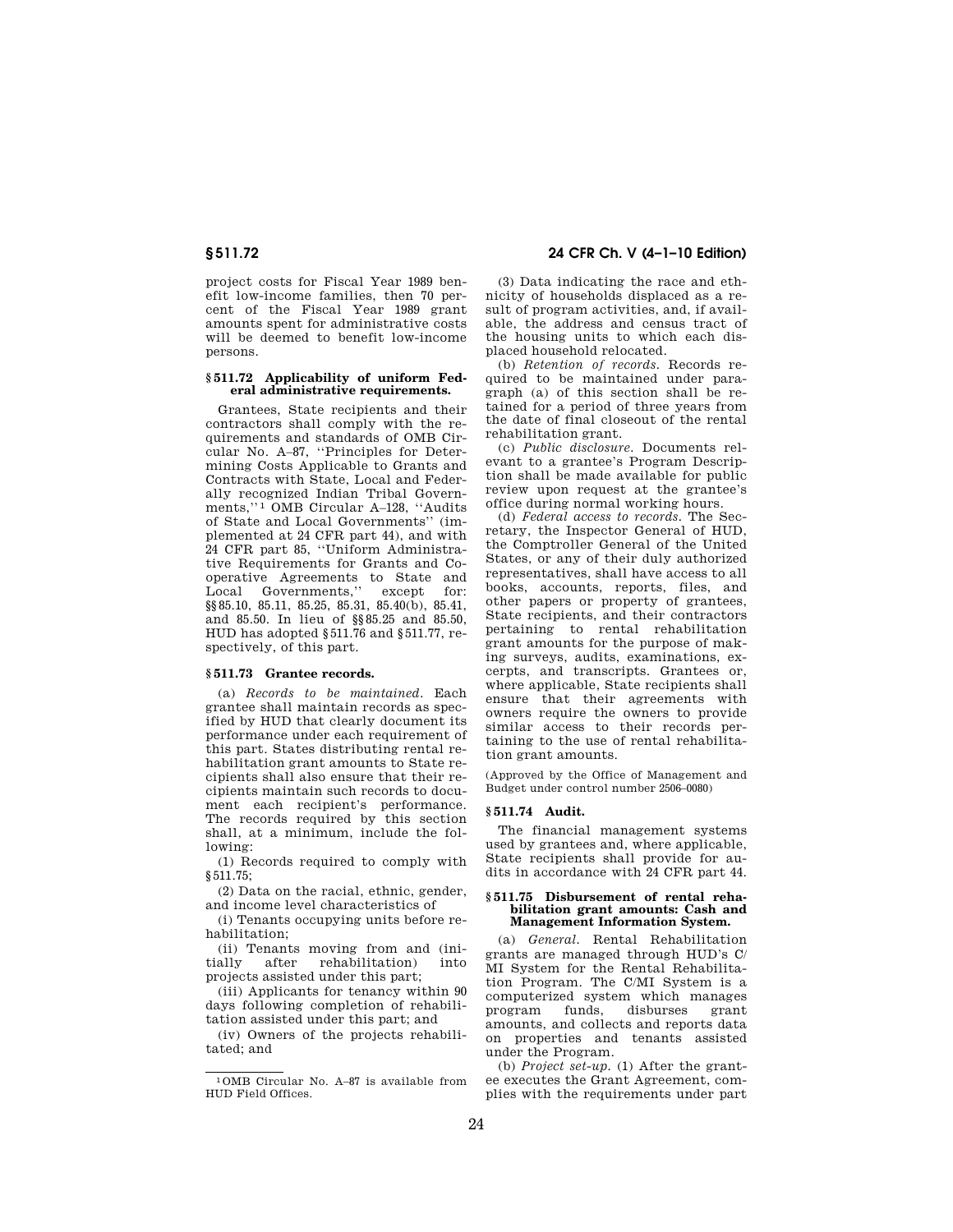project costs for Fiscal Year 1989 benefit low-income families, then 70 percent of the Fiscal Year 1989 grant amounts spent for administrative costs will be deemed to benefit low-income persons.

### § 511.72 Applicability of uniform Federal administrative requirements.

Grantees, State recipients and their contractors shall comply with the requirements and standards of OMB Circular No. A–87, ''Principles for Determining Costs Applicable to Grants and Contracts with State, Local and Federally recognized Indian Tribal Governments,''[1] OMB Circular A–128, ''Audits of State and Local Governments'' (implemented at 24 CFR part 44), and with 24 CFR part 85, ''Uniform Administrative Requirements for Grants and Cooperative Agreements to State and Local Governments,'' except for: §§ 85.10, 85.11, 85.25, 85.31, 85.40(b), 85.41, and 85.50. In lieu of §§ 85.25 and 85.50, HUD has adopted § 511.76 and § 511.77, respectively, of this part.

### § 511.73 Grantee records.

(a) *Records to be maintained.* Each grantee shall maintain records as specified by HUD that clearly document its performance under each requirement of this part. States distributing rental rehabilitation grant amounts to State recipients shall also ensure that their recipients maintain such records to document each recipient's performance. The records required by this section shall, at a minimum, include the following:

(1) Records required to comply with § 511.75;

(2) Data on the racial, ethnic, gender, and income level characteristics of

(i) Tenants occupying units before rehabilitation;

(ii) Tenants moving from and (initially after rehabilitation) into projects assisted under this part;

(iii) Applicants for tenancy within 90 days following completion of rehabilitation assisted under this part; and

(iv) Owners of the projects rehabilitated; and

(3) Data indicating the race and ethnicity of households displaced as a result of program activities, and, if available, the address and census tract of the housing units to which each displaced household relocated.

(b) *Retention of records.* Records required to be maintained under paragraph (a) of this section shall be retained for a period of three years from the date of final closeout of the rental rehabilitation grant.

(c) *Public disclosure.* Documents relevant to a grantee's Program Description shall be made available for public review upon request at the grantee's office during normal working hours.

(d) *Federal access to records.* The Secretary, the Inspector General of HUD, the Comptroller General of the United States, or any of their duly authorized representatives, shall have access to all books, accounts, reports, files, and other papers or property of grantees, State recipients, and their contractors pertaining to rental rehabilitation grant amounts for the purpose of making surveys, audits, examinations, excerpts, and transcripts. Grantees or, where applicable, State recipients shall ensure that their agreements with owners require the owners to provide similar access to their records pertaining to the use of rental rehabilitation grant amounts.

(Approved by the Office of Management and Budget under control number 2506–0080)

### § 511.74 Audit.

The financial management systems used by grantees and, where applicable, State recipients shall provide for audits in accordance with 24 CFR part 44.

### § 511.75 Disbursement of rental rehabilitation grant amounts: Cash and Management Information System.

(a) *General.* Rental Rehabilitation grants are managed through HUD's C/MI System for the Rental Rehabilitation Program. The C/MI System is a computerized system which manages program funds, disburses grant amounts, and collects and reports data on properties and tenants assisted under the Program.

(b) *Project set-up.* (1) After the grantee executes the Grant Agreement, complies with the requirements under part

[1] OMB Circular No. A–87 is available from HUD Field Offices.